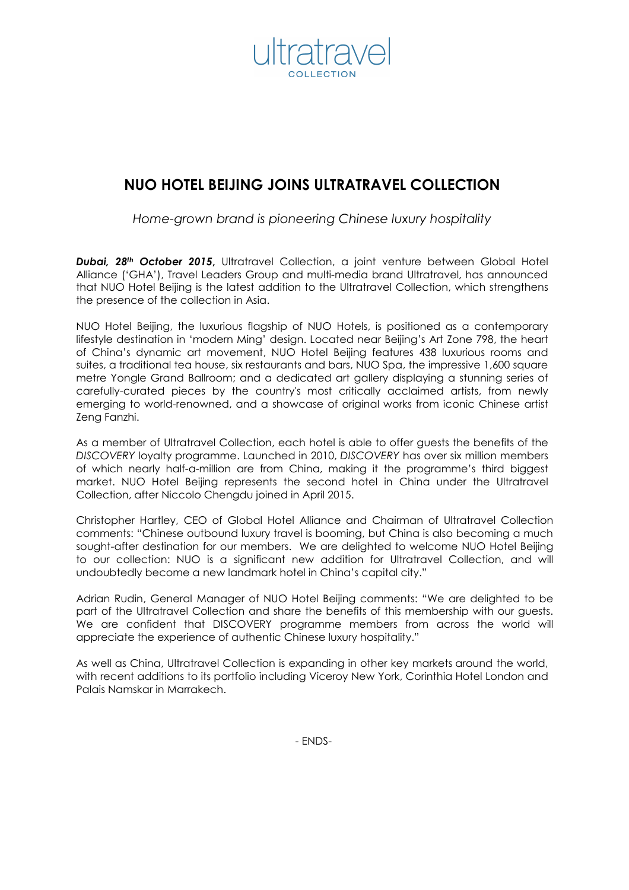ultratravel
COLLECTION

# NUO HOTEL BEIJING JOINS ULTRATRAVEL COLLECTION

*Home-grown brand is pioneering Chinese luxury hospitality*

***Dubai, 28th October 2015***, Ultratravel Collection, a joint venture between Global Hotel Alliance ('GHA'), Travel Leaders Group and multi-media brand Ultratravel, has announced that NUO Hotel Beijing is the latest addition to the Ultratravel Collection, which strengthens the presence of the collection in Asia.

NUO Hotel Beijing, the luxurious flagship of NUO Hotels, is positioned as a contemporary lifestyle destination in 'modern Ming' design. Located near Beijing's Art Zone 798, the heart of China's dynamic art movement, NUO Hotel Beijing features 438 luxurious rooms and suites, a traditional tea house, six restaurants and bars, NUO Spa, the impressive 1,600 square metre Yongle Grand Ballroom; and a dedicated art gallery displaying a stunning series of carefully-curated pieces by the country's most critically acclaimed artists, from newly emerging to world-renowned, and a showcase of original works from iconic Chinese artist Zeng Fanzhi.

As a member of Ultratravel Collection, each hotel is able to offer guests the benefits of the *DISCOVERY* loyalty programme. Launched in 2010, *DISCOVERY* has over six million members of which nearly half-a-million are from China, making it the programme's third biggest market. NUO Hotel Beijing represents the second hotel in China under the Ultratravel Collection, after Niccolo Chengdu joined in April 2015.

Christopher Hartley, CEO of Global Hotel Alliance and Chairman of Ultratravel Collection comments: "Chinese outbound luxury travel is booming, but China is also becoming a much sought-after destination for our members. We are delighted to welcome NUO Hotel Beijing to our collection: NUO is a significant new addition for Ultratravel Collection, and will undoubtedly become a new landmark hotel in China's capital city."

Adrian Rudin, General Manager of NUO Hotel Beijing comments: "We are delighted to be part of the Ultratravel Collection and share the benefits of this membership with our guests. We are confident that DISCOVERY programme members from across the world will appreciate the experience of authentic Chinese luxury hospitality."

As well as China, Ultratravel Collection is expanding in other key markets around the world, with recent additions to its portfolio including Viceroy New York, Corinthia Hotel London and Palais Namskar in Marrakech.

- ENDS-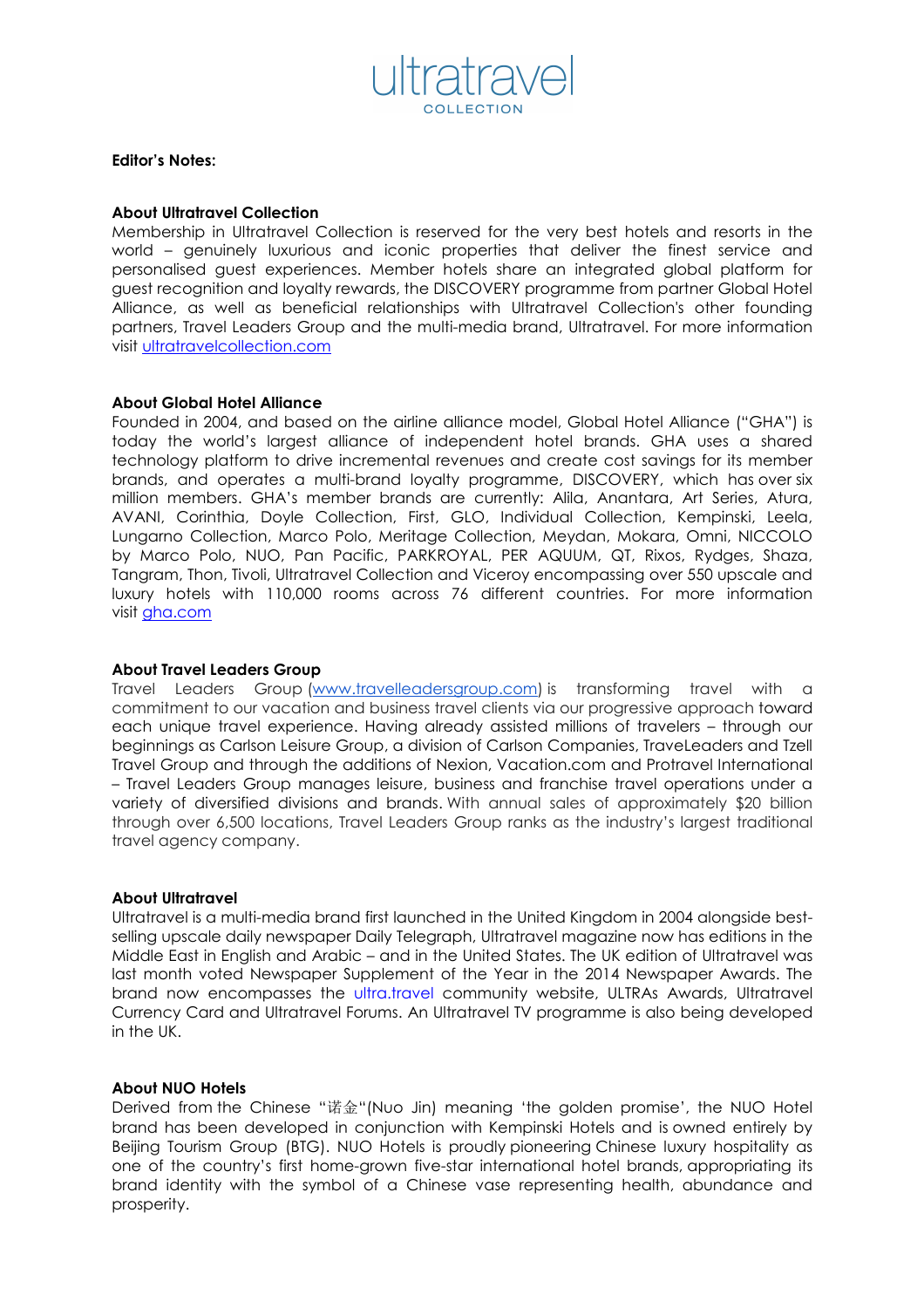**Editor's Notes:**

**About Ultratravel Collection**

Membership in Ultratravel Collection is reserved for the very best hotels and resorts in the world – genuinely luxurious and iconic properties that deliver the finest service and personalised guest experiences. Member hotels share an integrated global platform for guest recognition and loyalty rewards, the DISCOVERY programme from partner Global Hotel Alliance, as well as beneficial relationships with Ultratravel Collection's other founding partners, Travel Leaders Group and the multi-media brand, Ultratravel. For more information visit [ultratravelcollection.com](ultratravelcollection.com)

**About Global Hotel Alliance**

Founded in 2004, and based on the airline alliance model, Global Hotel Alliance ("GHA") is today the world's largest alliance of independent hotel brands. GHA uses a shared technology platform to drive incremental revenues and create cost savings for its member brands, and operates a multi-brand loyalty programme, DISCOVERY, which has over six million members. GHA's member brands are currently: Alila, Anantara, Art Series, Atura, AVANI, Corinthia, Doyle Collection, First, GLO, Individual Collection, Kempinski, Leela, Lungarno Collection, Marco Polo, Meritage Collection, Meydan, Mokara, Omni, NICCOLO by Marco Polo, NUO, Pan Pacific, PARKROYAL, PER AQUUM, QT, Rixos, Rydges, Shaza, Tangram, Thon, Tivoli, Ultratravel Collection and Viceroy encompassing over 550 upscale and luxury hotels with 110,000 rooms across 76 different countries. For more information visit [gha.com](gha.com)

**About Travel Leaders Group**

Travel Leaders Group ([www.travelleadersgroup.com](www.travelleadersgroup.com)) is transforming travel with a commitment to our vacation and business travel clients via our progressive approach toward each unique travel experience. Having already assisted millions of travelers – through our beginnings as Carlson Leisure Group, a division of Carlson Companies, TraveLeaders and Tzell Travel Group and through the additions of Nexion, Vacation.com and Protravel International – Travel Leaders Group manages leisure, business and franchise travel operations under a variety of diversified divisions and brands. With annual sales of approximately $20 billion through over 6,500 locations, Travel Leaders Group ranks as the industry's largest traditional travel agency company.

**About Ultratravel**

Ultratravel is a multi-media brand first launched in the United Kingdom in 2004 alongside best-selling upscale daily newspaper Daily Telegraph, Ultratravel magazine now has editions in the Middle East in English and Arabic – and in the United States. The UK edition of Ultratravel was last month voted Newspaper Supplement of the Year in the 2014 Newspaper Awards. The brand now encompasses the ultra.travel community website, ULTRAs Awards, Ultratravel Currency Card and Ultratravel Forums. An Ultratravel TV programme is also being developed in the UK.

**About NUO Hotels**

Derived from the Chinese "诺金"(Nuo Jin) meaning 'the golden promise', the NUO Hotel brand has been developed in conjunction with Kempinski Hotels and is owned entirely by Beijing Tourism Group (BTG). NUO Hotels is proudly pioneering Chinese luxury hospitality as one of the country's first home-grown five-star international hotel brands, appropriating its brand identity with the symbol of a Chinese vase representing health, abundance and prosperity.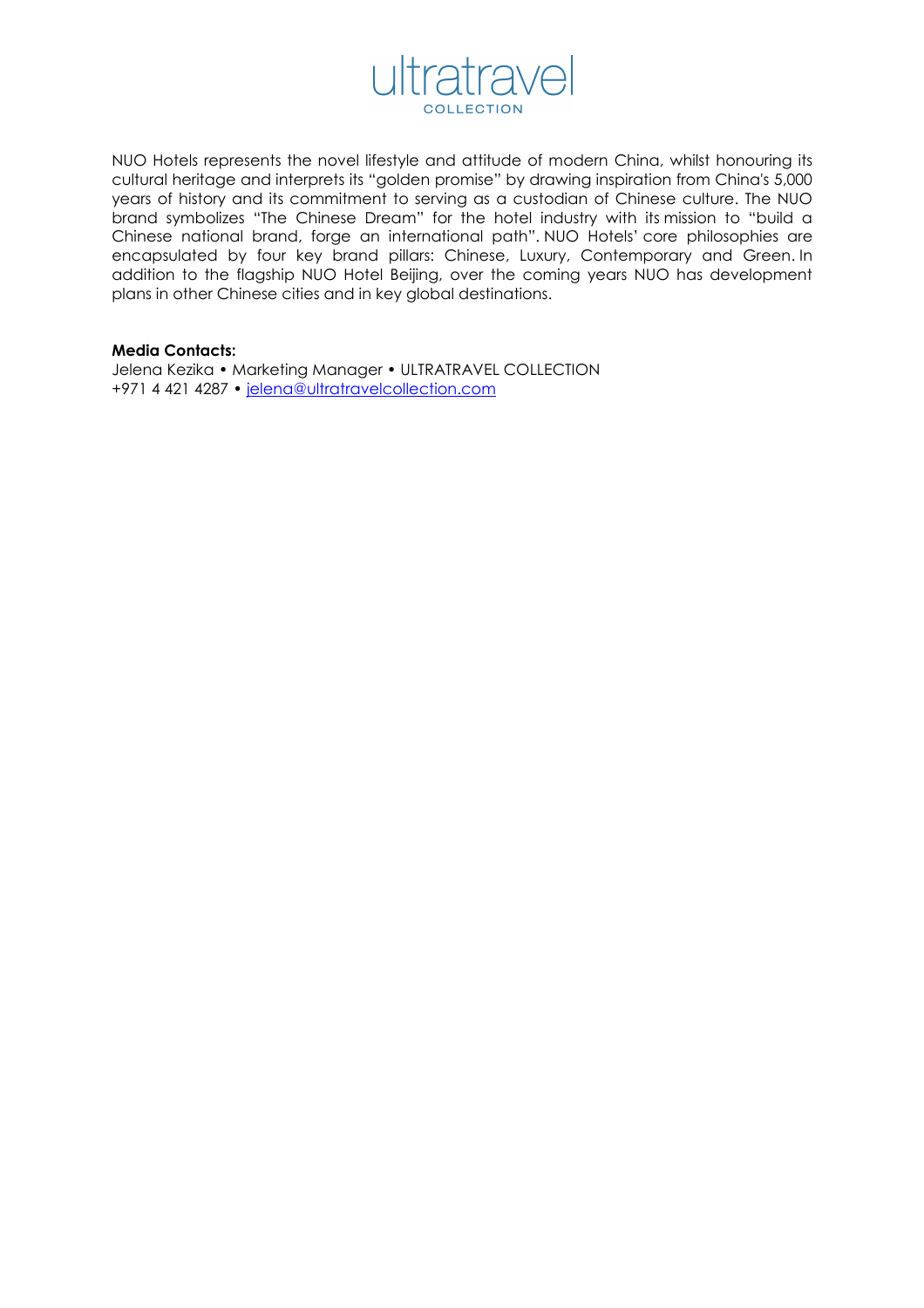NUO Hotels represents the novel lifestyle and attitude of modern China, whilst honouring its cultural heritage and interprets its "golden promise" by drawing inspiration from China's 5,000 years of history and its commitment to serving as a custodian of Chinese culture. The NUO brand symbolizes "The Chinese Dream" for the hotel industry with its mission to "build a Chinese national brand, forge an international path". NUO Hotels' core philosophies are encapsulated by four key brand pillars: Chinese, Luxury, Contemporary and Green. In addition to the flagship NUO Hotel Beijing, over the coming years NUO has development plans in other Chinese cities and in key global destinations.

**Media Contacts:**
Jelena Kezika • Marketing Manager • ULTRATRAVEL COLLECTION
+971 4 421 4287 • jelena@ultratravelcollection.com